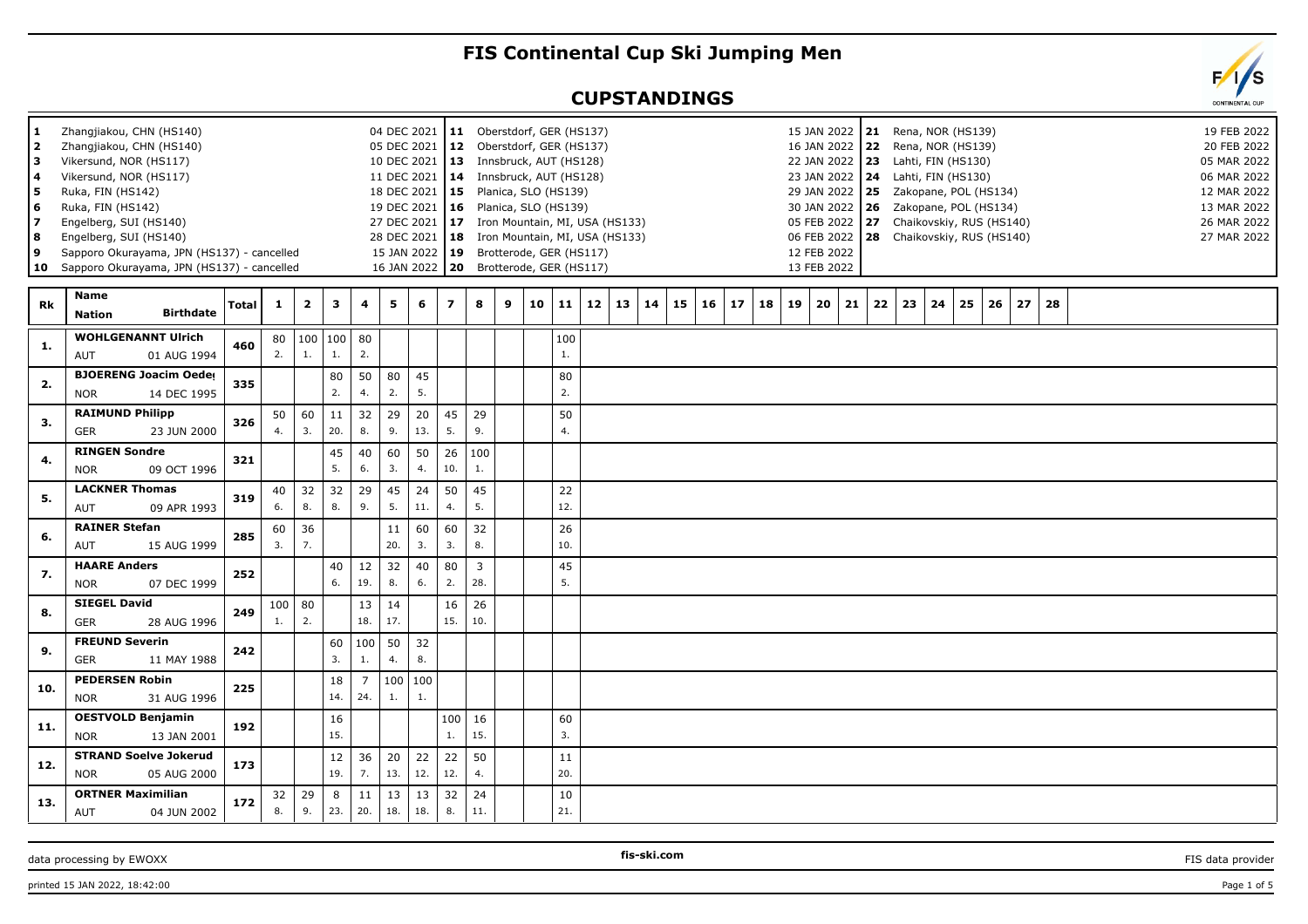# FIS Continental Cup Ski Jumping Men

## CUPSTANDINGS

| No. | Venue | Date | No. | Venue | Date | No. | Venue | Date |
|---|---|---|---|---|---|---|---|---|
| 1 | Zhangjiakou, CHN (HS140) | 04 DEC 2021 | 11 | Oberstdorf, GER (HS137) | 15 JAN 2022 | 21 | Rena, NOR (HS139) | 19 FEB 2022 |
| 2 | Zhangjiakou, CHN (HS140) | 05 DEC 2021 | 12 | Oberstdorf, GER (HS137) | 16 JAN 2022 | 22 | Rena, NOR (HS139) | 20 FEB 2022 |
| 3 | Vikersund, NOR (HS117) | 10 DEC 2021 | 13 | Innsbruck, AUT (HS128) | 22 JAN 2022 | 23 | Lahti, FIN (HS130) | 05 MAR 2022 |
| 4 | Vikersund, NOR (HS117) | 11 DEC 2021 | 14 | Innsbruck, AUT (HS128) | 23 JAN 2022 | 24 | Lahti, FIN (HS130) | 06 MAR 2022 |
| 5 | Ruka, FIN (HS142) | 18 DEC 2021 | 15 | Planica, SLO (HS139) | 29 JAN 2022 | 25 | Zakopane, POL (HS134) | 12 MAR 2022 |
| 6 | Ruka, FIN (HS142) | 19 DEC 2021 | 16 | Planica, SLO (HS139) | 30 JAN 2022 | 26 | Zakopane, POL (HS134) | 13 MAR 2022 |
| 7 | Engelberg, SUI (HS140) | 27 DEC 2021 | 17 | Iron Mountain, MI, USA (HS133) | 05 FEB 2022 | 27 | Chaikovskiy, RUS (HS140) | 26 MAR 2022 |
| 8 | Engelberg, SUI (HS140) | 28 DEC 2021 | 18 | Iron Mountain, MI, USA (HS133) | 06 FEB 2022 | 28 | Chaikovskiy, RUS (HS140) | 27 MAR 2022 |
| 9 | Sapporo Okurayama, JPN (HS137) - cancelled | 15 JAN 2022 | 19 | Brotterode, GER (HS117) | 12 FEB 2022 | | | |
| 10 | Sapporo Okurayama, JPN (HS137) - cancelled | 16 JAN 2022 | 20 | Brotterode, GER (HS117) | 13 FEB 2022 | | | |

| Rk | Name / Nation / Birthdate | Total | 1 | 2 | 3 | 4 | 5 | 6 | 7 | 8 | 9 | 10 | 11 | 12 | 13 | 14 | 15 | 16 | 17 | 18 | 19 | 20 | 21 | 22 | 23 | 24 | 25 | 26 | 27 | 28 |
|---|---|---|---|---|---|---|---|---|---|---|---|---|---|---|---|---|---|---|---|---|---|---|---|---|---|---|---|---|---|---|
| 1. | **WOHLGENANNT Ulrich** AUT 01 AUG 1994 | 460 | 80 2. | 100 1. | 100 1. | 80 2. | | | | | | | 100 1. | | | | | | | | | | | | | | | | | |
| 2. | **BJOERENG Joacim Oedeg** NOR 14 DEC 1995 | 335 | | | 80 2. | 50 4. | 80 2. | 45 5. | | | | | 80 2. | | | | | | | | | | | | | | | | | |
| 3. | **RAIMUND Philipp** GER 23 JUN 2000 | 326 | 50 4. | 60 3. | 11 20. | 32 8. | 29 9. | 20 13. | 45 5. | 29 9. | | | 50 4. | | | | | | | | | | | | | | | | | |
| 4. | **RINGEN Sondre** NOR 09 OCT 1996 | 321 | | | 45 5. | 40 6. | 60 3. | 50 4. | 26 10. | 100 1. | | | | | | | | | | | | | | | | | | | | |
| 5. | **LACKNER Thomas** AUT 09 APR 1993 | 319 | 40 6. | 32 8. | 32 8. | 29 9. | 45 5. | 24 11. | 50 4. | 45 5. | | | 22 12. | | | | | | | | | | | | | | | | | |
| 6. | **RAINER Stefan** AUT 15 AUG 1999 | 285 | 60 3. | 36 7. | | | 11 20. | 60 3. | 60 3. | 32 8. | | | 26 10. | | | | | | | | | | | | | | | | | |
| 7. | **HAARE Anders** NOR 07 DEC 1999 | 252 | | | 40 6. | 12 19. | 32 8. | 40 6. | 80 2. | 3 28. | | | 45 5. | | | | | | | | | | | | | | | | | |
| 8. | **SIEGEL David** GER 28 AUG 1996 | 249 | 100 1. | 80 2. | | 13 18. | 14 17. | | 16 15. | 26 10. | | | | | | | | | | | | | | | | | | | | |
| 9. | **FREUND Severin** GER 11 MAY 1988 | 242 | | | 60 3. | 100 1. | 50 4. | 32 8. | | | | | | | | | | | | | | | | | | | | | | |
| 10. | **PEDERSEN Robin** NOR 31 AUG 1996 | 225 | | | 18 14. | 7 24. | 100 1. | 100 1. | | | | | | | | | | | | | | | | | | | | | | |
| 11. | **OESTVOLD Benjamin** NOR 13 JAN 2001 | 192 | | | 16 15. | | | | 100 1. | 16 15. | | | 60 3. | | | | | | | | | | | | | | | | | |
| 12. | **STRAND Soelve Jokerud** NOR 05 AUG 2000 | 173 | | | 12 19. | 36 7. | 20 13. | 22 12. | 22 12. | 50 4. | | | 11 20. | | | | | | | | | | | | | | | | | |
| 13. | **ORTNER Maximilian** AUT 04 JUN 2002 | 172 | 32 8. | 29 9. | 8 23. | 11 20. | 13 18. | 13 18. | 32 8. | 24 11. | | | 10 21. | | | | | | | | | | | | | | | | | |

data processing by EWOXX | fis-ski.com | FIS data provider

printed 15 JAN 2022, 18:42:00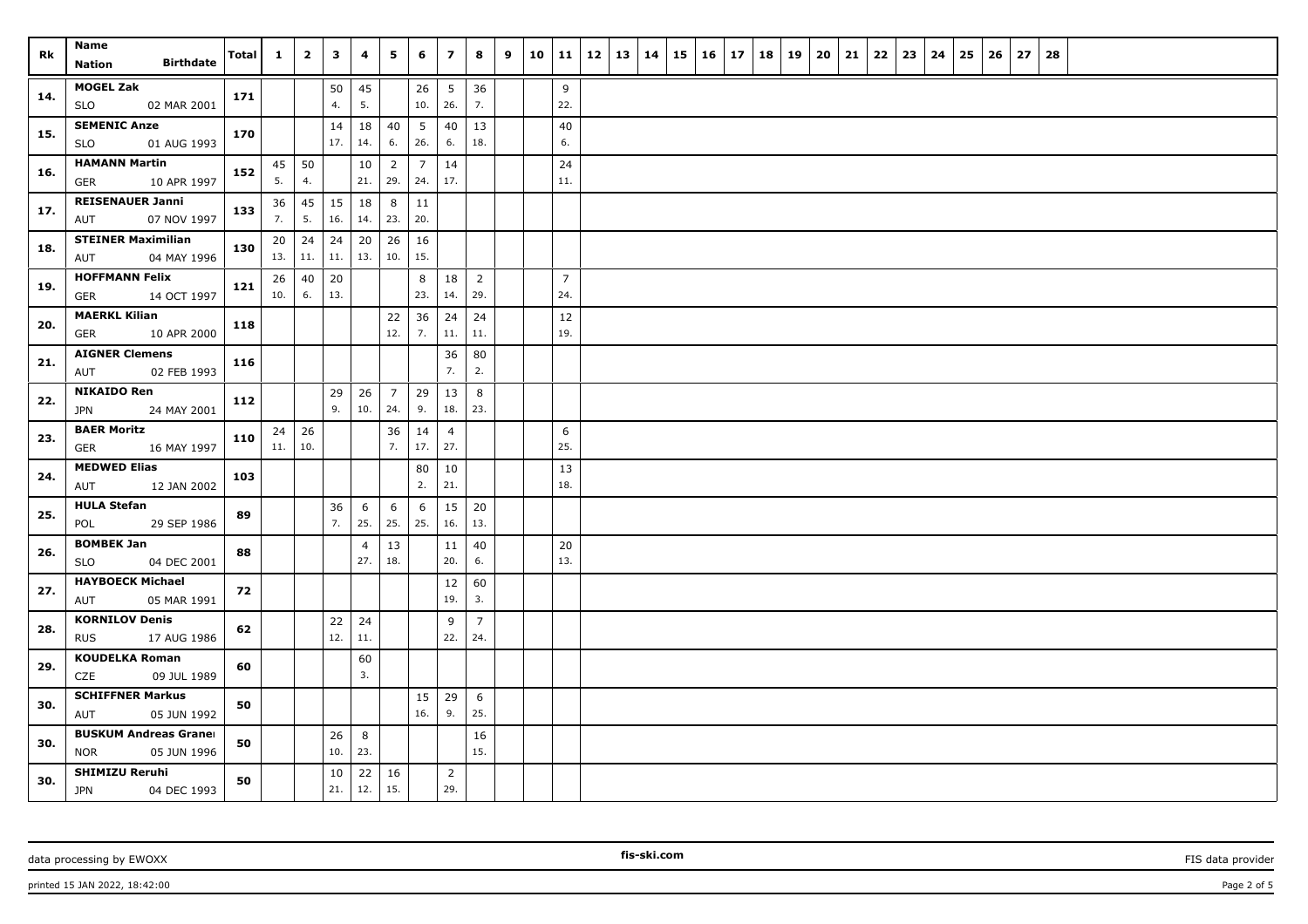| Rk | Name Nation Birthdate | Total | 1 | 2 | 3 | 4 | 5 | 6 | 7 | 8 | 9 | 10 | 11 | 12 | 13 | 14 | 15 | 16 | 17 | 18 | 19 | 20 | 21 | 22 | 23 | 24 | 25 | 26 | 27 | 28 |
|---|---|---|---|---|---|---|---|---|---|---|---|---|---|---|---|---|---|---|---|---|---|---|---|---|---|---|---|---|---|---|
| 14. | MOGEL Zak SLO 02 MAR 2001 | 171 | | | 50 4. | 45 5. | | 26 10. | 5 26. | 36 7. | | | 9 22. | | | | | | | | | | | | | | | | | |
| 15. | SEMENIC Anze SLO 01 AUG 1993 | 170 | | | 14 17. | 18 14. | 40 6. | 5 26. | 40 6. | 13 18. | | | 40 6. | | | | | | | | | | | | | | | | | |
| 16. | HAMANN Martin GER 10 APR 1997 | 152 | 45 5. | 50 4. | | 10 21. | 2 29. | 7 24. | 14 17. | | | | 24 11. | | | | | | | | | | | | | | | | | |
| 17. | REISENAUER Janni AUT 07 NOV 1997 | 133 | 36 7. | 45 5. | 15 16. | 18 14. | 8 23. | 11 20. | | | | | | | | | | | | | | | | | | | | | | |
| 18. | STEINER Maximilian AUT 04 MAY 1996 | 130 | 20 13. | 24 11. | 24 11. | 20 13. | 26 10. | 16 15. | | | | | | | | | | | | | | | | | | | | | | |
| 19. | HOFFMANN Felix GER 14 OCT 1997 | 121 | 26 10. | 40 6. | 20 13. | | | 8 23. | 18 14. | 2 29. | | | 7 24. | | | | | | | | | | | | | | | | | |
| 20. | MAERKL Kilian GER 10 APR 2000 | 118 | | | | | 22 12. | 36 7. | 24 11. | 24 11. | | | 12 19. | | | | | | | | | | | | | | | | | |
| 21. | AIGNER Clemens AUT 02 FEB 1993 | 116 | | | | | | | 36 7. | 80 2. | | | | | | | | | | | | | | | | | | | | |
| 22. | NIKAIDO Ren JPN 24 MAY 2001 | 112 | | | 29 9. | 26 10. | 7 24. | 29 9. | 13 18. | 8 23. | | | | | | | | | | | | | | | | | | | | |
| 23. | BAER Moritz GER 16 MAY 1997 | 110 | 24 11. | 26 10. | | | 36 7. | 14 17. | 4 27. | | | | 6 25. | | | | | | | | | | | | | | | | | |
| 24. | MEDWED Elias AUT 12 JAN 2002 | 103 | | | | | | 80 2. | 10 21. | | | | 13 18. | | | | | | | | | | | | | | | | | |
| 25. | HULA Stefan POL 29 SEP 1986 | 89 | | | 36 7. | 6 25. | 6 25. | 6 25. | 15 16. | 20 13. | | | | | | | | | | | | | | | | | | | | |
| 26. | BOMBEK Jan SLO 04 DEC 2001 | 88 | | | | 4 27. | 13 18. | | 11 20. | 40 6. | | | 20 13. | | | | | | | | | | | | | | | | | |
| 27. | HAYBOECK Michael AUT 05 MAR 1991 | 72 | | | | | | | 12 19. | 60 3. | | | | | | | | | | | | | | | | | | | | |
| 28. | KORNILOV Denis RUS 17 AUG 1986 | 62 | | | 22 12. | 24 11. | | | 9 22. | 7 24. | | | | | | | | | | | | | | | | | | | | |
| 29. | KOUDELKA Roman CZE 09 JUL 1989 | 60 | | | | 60 3. | | | | | | | | | | | | | | | | | | | | | | | | |
| 30. | SCHIFFNER Markus AUT 05 JUN 1992 | 50 | | | | | | 15 16. | 29 9. | 6 25. | | | | | | | | | | | | | | | | | | | | |
| 30. | BUSKUM Andreas Granei NOR 05 JUN 1996 | 50 | | | 26 10. | 8 23. | | | | 16 15. | | | | | | | | | | | | | | | | | | | | |
| 30. | SHIMIZU Reruhi JPN 04 DEC 1993 | 50 | | | 10 21. | 22 12. | 16 15. | | 2 29. | | | | | | | | | | | | | | | | | | | | | |

data processing by EWOXX | fis-ski.com | FIS data provider

printed 15 JAN 2022, 18:42:00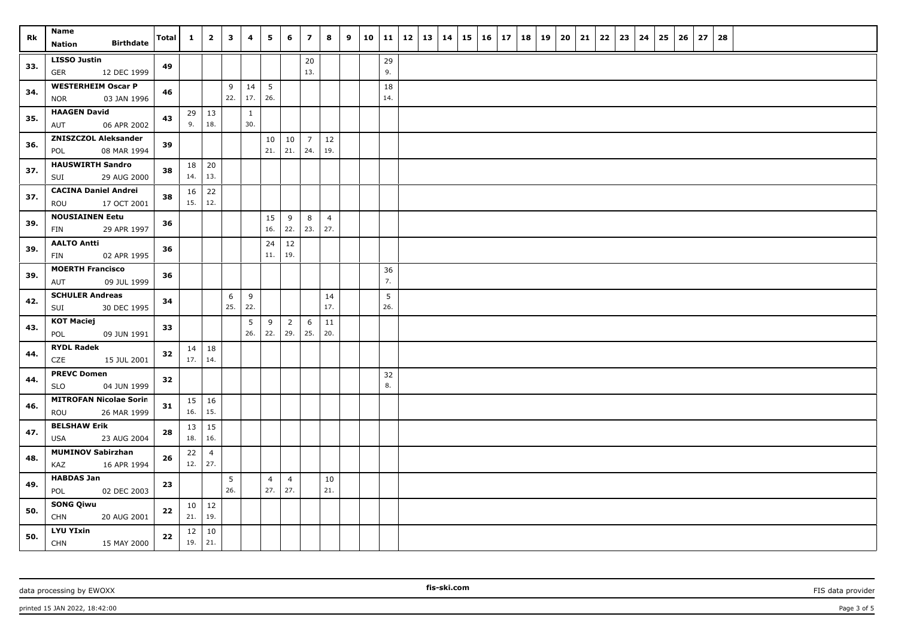| Rk | Name<br>Nation Birthdate | Total | 1 | 2 | 3 | 4 | 5 | 6 | 7 | 8 | 9 | 10 | 11 | 12 | 13 | 14 | 15 | 16 | 17 | 18 | 19 | 20 | 21 | 22 | 23 | 24 | 25 | 26 | 27 | 28 |
|---|---|---|---|---|---|---|---|---|---|---|---|---|---|---|---|---|---|---|---|---|---|---|---|---|---|---|---|---|---|---|
| 33. | **LISSO Justin**<br>GER 12 DEC 1999 | 49 | | | | | | | 20<br>13. | | | | 29<br>9. | | | | | | | | | | | | | | | | | |
| 34. | **WESTERHEIM Oscar P**<br>NOR 03 JAN 1996 | 46 | | | 9<br>22. | 14<br>17. | 5<br>26. | | | | | | 18<br>14. | | | | | | | | | | | | | | | | | |
| 35. | **HAAGEN David**<br>AUT 06 APR 2002 | 43 | 29<br>9. | 13<br>18. | | 1<br>30. | | | | | | | | | | | | | | | | | | | | | | | | |
| 36. | **ZNISZCZOL Aleksander**<br>POL 08 MAR 1994 | 39 | | | | | 10<br>21. | 10<br>21. | 7<br>24. | 12<br>19. | | | | | | | | | | | | | | | | | | | | |
| 37. | **HAUSWIRTH Sandro**<br>SUI 29 AUG 2000 | 38 | 18<br>14. | 20<br>13. | | | | | | | | | | | | | | | | | | | | | | | | | | |
| 37. | **CACINA Daniel Andrei**<br>ROU 17 OCT 2001 | 38 | 16<br>15. | 22<br>12. | | | | | | | | | | | | | | | | | | | | | | | | | | |
| 39. | **NOUSIAINEN Eetu**<br>FIN 29 APR 1997 | 36 | | | | | 15<br>16. | 9<br>22. | 8<br>23. | 4<br>27. | | | | | | | | | | | | | | | | | | | | |
| 39. | **AALTO Antti**<br>FIN 02 APR 1995 | 36 | | | | | 24<br>11. | 12<br>19. | | | | | | | | | | | | | | | | | | | | | | |
| 39. | **MOERTH Francisco**<br>AUT 09 JUL 1999 | 36 | | | | | | | | | | | 36<br>7. | | | | | | | | | | | | | | | | | |
| 42. | **SCHULER Andreas**<br>SUI 30 DEC 1995 | 34 | | | 6<br>25. | 9<br>22. | | | | 14<br>17. | | | 5<br>26. | | | | | | | | | | | | | | | | | |
| 43. | **KOT Maciej**<br>POL 09 JUN 1991 | 33 | | | | 5<br>26. | 9<br>22. | 2<br>29. | 6<br>25. | 11<br>20. | | | | | | | | | | | | | | | | | | | | |
| 44. | **RYDL Radek**<br>CZE 15 JUL 2001 | 32 | 14<br>17. | 18<br>14. | | | | | | | | | | | | | | | | | | | | | | | | | | |
| 44. | **PREVC Domen**<br>SLO 04 JUN 1999 | 32 | | | | | | | | | | | 32<br>8. | | | | | | | | | | | | | | | | | |
| 46. | **MITROFAN Nicolae Sorin**<br>ROU 26 MAR 1999 | 31 | 15<br>16. | 16<br>15. | | | | | | | | | | | | | | | | | | | | | | | | | | |
| 47. | **BELSHAW Erik**<br>USA 23 AUG 2004 | 28 | 13<br>18. | 15<br>16. | | | | | | | | | | | | | | | | | | | | | | | | | | |
| 48. | **MUMINOV Sabirzhan**<br>KAZ 16 APR 1994 | 26 | 22<br>12. | 4<br>27. | | | | | | | | | | | | | | | | | | | | | | | | | | |
| 49. | **HABDAS Jan**<br>POL 02 DEC 2003 | 23 | | | 5<br>26. | | 4<br>27. | 4<br>27. | | 10<br>21. | | | | | | | | | | | | | | | | | | | | |
| 50. | **SONG Qiwu**<br>CHN 20 AUG 2001 | 22 | 10<br>21. | 12<br>19. | | | | | | | | | | | | | | | | | | | | | | | | | | |
| 50. | **LYU YIxin**<br>CHN 15 MAY 2000 | 22 | 12<br>19. | 10<br>21. | | | | | | | | | | | | | | | | | | | | | | | | | | |

data processing by EWOXX | fis-ski.com | FIS data provider

printed 15 JAN 2022, 18:42:00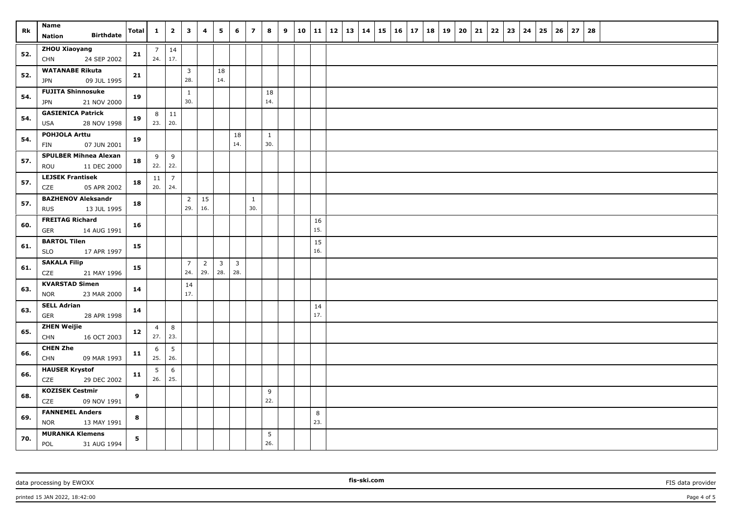| Rk | Name<br>Nation Birthdate | Total | 1 | 2 | 3 | 4 | 5 | 6 | 7 | 8 | 9 | 10 | 11 | 12 | 13 | 14 | 15 | 16 | 17 | 18 | 19 | 20 | 21 | 22 | 23 | 24 | 25 | 26 | 27 | 28 |
|---|---|---|---|---|---|---|---|---|---|---|---|---|---|---|---|---|---|---|---|---|---|---|---|---|---|---|---|---|---|---|
| 52. | **ZHOU Xiaoyang**<br>CHN 24 SEP 2002 | **21** | 7<br>24. | 14<br>17. | | | | | | | | | | | | | | | | | | | | | | | | | | |
| 52. | **WATANABE Rikuta**<br>JPN 09 JUL 1995 | **21** | | | 3<br>28. | | 18<br>14. | | | | | | | | | | | | | | | | | | | | | | | |
| 54. | **FUJITA Shinnosuke**<br>JPN 21 NOV 2000 | **19** | | | 1<br>30. | | | | | 18<br>14. | | | | | | | | | | | | | | | | | | | | |
| 54. | **GASIENICA Patrick**<br>USA 28 NOV 1998 | **19** | 8<br>23. | 11<br>20. | | | | | | | | | | | | | | | | | | | | | | | | | | |
| 54. | **POHJOLA Arttu**<br>FIN 07 JUN 2001 | **19** | | | | | | 18<br>14. | | 1<br>30. | | | | | | | | | | | | | | | | | | | | |
| 57. | **SPULBER Mihnea Alexan**<br>ROU 11 DEC 2000 | **18** | 9<br>22. | 9<br>22. | | | | | | | | | | | | | | | | | | | | | | | | | | |
| 57. | **LEJSEK Frantisek**<br>CZE 05 APR 2002 | **18** | 11<br>20. | 7<br>24. | | | | | | | | | | | | | | | | | | | | | | | | | | |
| 57. | **BAZHENOV Aleksandr**<br>RUS 13 JUL 1995 | **18** | | | 2<br>29. | 15<br>16. | | | 1<br>30. | | | | | | | | | | | | | | | | | | | | | |
| 60. | **FREITAG Richard**<br>GER 14 AUG 1991 | **16** | | | | | | | | | | | 16<br>15. | | | | | | | | | | | | | | | | | |
| 61. | **BARTOL Tilen**<br>SLO 17 APR 1997 | **15** | | | | | | | | | | | 15<br>16. | | | | | | | | | | | | | | | | | |
| 61. | **SAKALA Filip**<br>CZE 21 MAY 1996 | **15** | | | 7<br>24. | 2<br>29. | 3<br>28. | 3<br>28. | | | | | | | | | | | | | | | | | | | | | | |
| 63. | **KVARSTAD Simen**<br>NOR 23 MAR 2000 | **14** | | | 14<br>17. | | | | | | | | | | | | | | | | | | | | | | | | | |
| 63. | **SELL Adrian**<br>GER 28 APR 1998 | **14** | | | | | | | | | | | 14<br>17. | | | | | | | | | | | | | | | | | |
| 65. | **ZHEN Weijie**<br>CHN 16 OCT 2003 | **12** | 4<br>27. | 8<br>23. | | | | | | | | | | | | | | | | | | | | | | | | | | |
| 66. | **CHEN Zhe**<br>CHN 09 MAR 1993 | **11** | 6<br>25. | 5<br>26. | | | | | | | | | | | | | | | | | | | | | | | | | | |
| 66. | **HAUSER Krystof**<br>CZE 29 DEC 2002 | **11** | 5<br>26. | 6<br>25. | | | | | | | | | | | | | | | | | | | | | | | | | | |
| 68. | **KOZISEK Cestmir**<br>CZE 09 NOV 1991 | **9** | | | | | | | | 9<br>22. | | | | | | | | | | | | | | | | | | | | |
| 69. | **FANNEMEL Anders**<br>NOR 13 MAY 1991 | **8** | | | | | | | | | | | 8<br>23. | | | | | | | | | | | | | | | | | |
| 70. | **MURANKA Klemens**<br>POL 31 AUG 1994 | **5** | | | | | | | | 5<br>26. | | | | | | | | | | | | | | | | | | | | |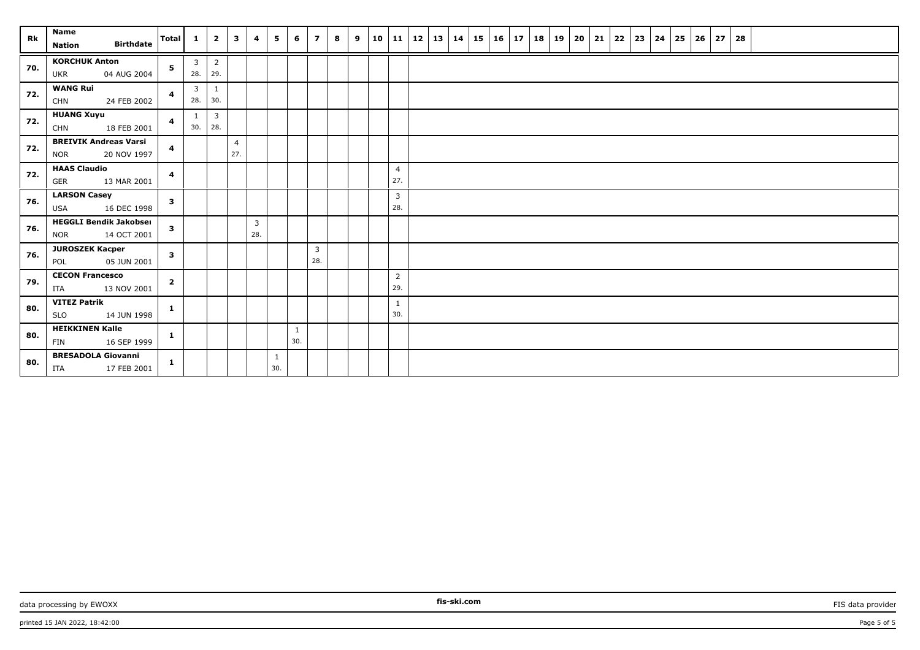| Rk | Name | Nation | Birthdate | Total | 1 | 2 | 3 | 4 | 5 | 6 | 7 | 8 | 9 | 10 | 11 | 12 | 13 | 14 | 15 | 16 | 17 | 18 | 19 | 20 | 21 | 22 | 23 | 24 | 25 | 26 | 27 | 28 |
|---|---|---|---|---|---|---|---|---|---|---|---|---|---|---|---|---|---|---|---|---|---|---|---|---|---|---|---|---|---|---|---|---|
| 70. | KORCHUK Anton | UKR | 04 AUG 2004 | 5 | 3 28. | 2 29. | | | | | | | | | | | | | | | | | | | | | | | | | | |
| 72. | WANG Rui | CHN | 24 FEB 2002 | 4 | 3 28. | 1 30. | | | | | | | | | | | | | | | | | | | | | | | | | | |
| 72. | HUANG Xuyu | CHN | 18 FEB 2001 | 4 | 1 30. | 3 28. | | | | | | | | | | | | | | | | | | | | | | | | | | |
| 72. | BREIVIK Andreas Varsi | NOR | 20 NOV 1997 | 4 | | | 4 27. | | | | | | | | | | | | | | | | | | | | | | | | | |
| 72. | HAAS Claudio | GER | 13 MAR 2001 | 4 | | | | | | | | | | | 4 27. | | | | | | | | | | | | | | | | | |
| 76. | LARSON Casey | USA | 16 DEC 1998 | 3 | | | | | | | | | | | 3 28. | | | | | | | | | | | | | | | | | |
| 76. | HEGGLI Bendik Jakobsen | NOR | 14 OCT 2001 | 3 | | | | 3 28. | | | | | | | | | | | | | | | | | | | | | | | | |
| 76. | JUROSZEK Kacper | POL | 05 JUN 2001 | 3 | | | | | | | 3 28. | | | | | | | | | | | | | | | | | | | | | |
| 79. | CECON Francesco | ITA | 13 NOV 2001 | 2 | | | | | | | | | | | 2 29. | | | | | | | | | | | | | | | | | |
| 80. | VITEZ Patrik | SLO | 14 JUN 1998 | 1 | | | | | | | | | | | 1 30. | | | | | | | | | | | | | | | | | |
| 80. | HEIKKINEN Kalle | FIN | 16 SEP 1999 | 1 | | | | | | 1 30. | | | | | | | | | | | | | | | | | | | | | | |
| 80. | BRESADOLA Giovanni | ITA | 17 FEB 2001 | 1 | | | | | 1 30. | | | | | | | | | | | | | | | | | | | | | | | |

data processing by EWOXX — fis-ski.com — FIS data provider

printed 15 JAN 2022, 18:42:00